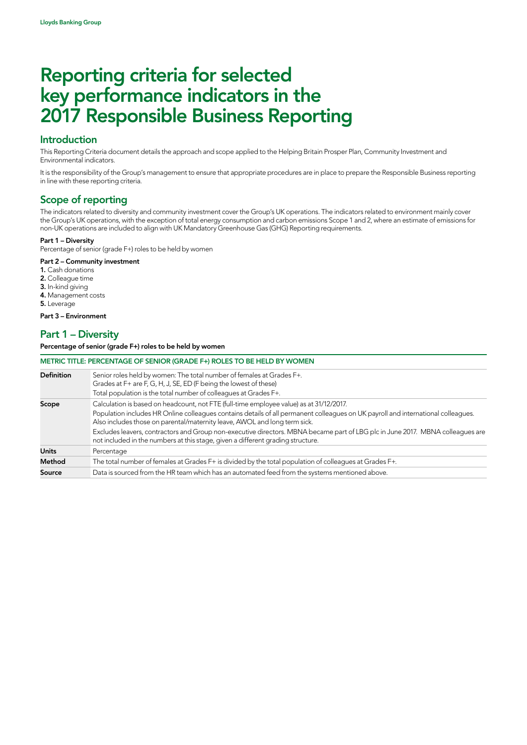# Reporting criteria for selected key performance indicators in the 2017 Responsible Business Reporting

## Introduction

This Reporting Criteria document details the approach and scope applied to the Helping Britain Prosper Plan, Community Investment and Environmental indicators.

It is the responsibility of the Group's management to ensure that appropriate procedures are in place to prepare the Responsible Business reporting in line with these reporting criteria.

## Scope of reporting

The indicators related to diversity and community investment cover the Group's UK operations. The indicators related to environment mainly cover the Group's UK operations, with the exception of total energy consumption and carbon emissions Scope 1 and 2, where an estimate of emissions for non-UK operations are included to align with UK Mandatory Greenhouse Gas (GHG) Reporting requirements.

**Part 1 – Diversity**
Percentage of senior (grade F+) roles to be held by women

**Part 2 – Community investment**

1. Cash donations
2. Colleague time
3. In-kind giving
4. Management costs
5. Leverage

**Part 3 – Environment**

## Part 1 – Diversity

**Percentage of senior (grade F+) roles to be held by women**

| METRIC TITLE: PERCENTAGE OF SENIOR (GRADE F+) ROLES TO BE HELD BY WOMEN | |
|---|---|
| **Definition** | Senior roles held by women: The total number of females at Grades F+.<br>Grades at F+ are F, G, H, J, SE, ED (F being the lowest of these)<br>Total population is the total number of colleagues at Grades F+. |
| **Scope** | Calculation is based on headcount, not FTE (full-time employee value) as at 31/12/2017.<br>Population includes HR Online colleagues contains details of all permanent colleagues on UK payroll and international colleagues. Also includes those on parental/maternity leave, AWOL and long term sick.<br>Excludes leavers, contractors and Group non-executive directors. MBNA became part of LBG plc in June 2017. MBNA colleagues are not included in the numbers at this stage, given a different grading structure. |
| **Units** | Percentage |
| **Method** | The total number of females at Grades F+ is divided by the total population of colleagues at Grades F+. |
| **Source** | Data is sourced from the HR team which has an automated feed from the systems mentioned above. |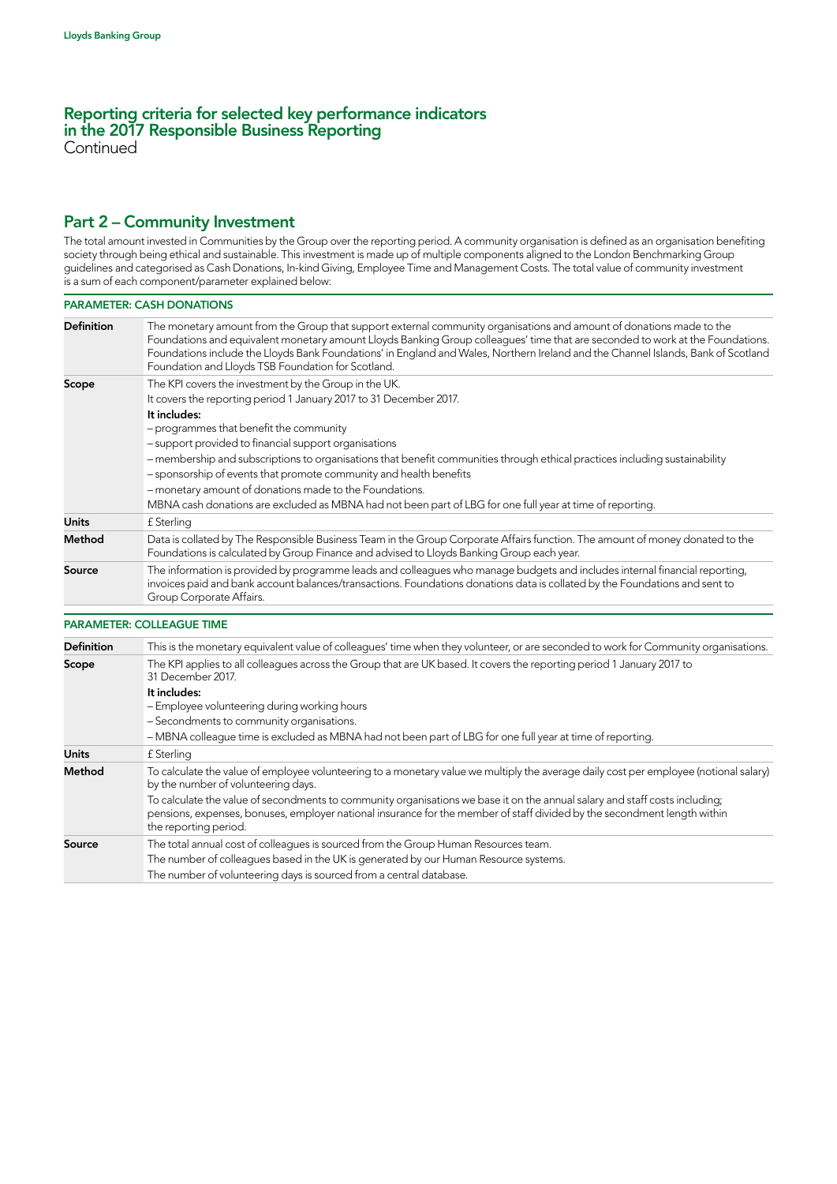# Reporting criteria for selected key performance indicators in the 2017 Responsible Business Reporting
Continued

## Part 2 – Community Investment

The total amount invested in Communities by the Group over the reporting period. A community organisation is defined as an organisation benefiting society through being ethical and sustainable. This investment is made up of multiple components aligned to the London Benchmarking Group guidelines and categorised as Cash Donations, In-kind Giving, Employee Time and Management Costs. The total value of community investment is a sum of each component/parameter explained below:

### PARAMETER: CASH DONATIONS

| | |
|---|---|
| **Definition** | The monetary amount from the Group that support external community organisations and amount of donations made to the Foundations and equivalent monetary amount Lloyds Banking Group colleagues' time that are seconded to work at the Foundations. Foundations include the Lloyds Bank Foundations' in England and Wales, Northern Ireland and the Channel Islands, Bank of Scotland Foundation and Lloyds TSB Foundation for Scotland. |
| **Scope** | The KPI covers the investment by the Group in the UK.<br>It covers the reporting period 1 January 2017 to 31 December 2017.<br>**It includes:**<br>– programmes that benefit the community<br>– support provided to financial support organisations<br>– membership and subscriptions to organisations that benefit communities through ethical practices including sustainability<br>– sponsorship of events that promote community and health benefits<br>– monetary amount of donations made to the Foundations.<br>MBNA cash donations are excluded as MBNA had not been part of LBG for one full year at time of reporting. |
| **Units** | £ Sterling |
| **Method** | Data is collated by The Responsible Business Team in the Group Corporate Affairs function. The amount of money donated to the Foundations is calculated by Group Finance and advised to Lloyds Banking Group each year. |
| **Source** | The information is provided by programme leads and colleagues who manage budgets and includes internal financial reporting, invoices paid and bank account balances/transactions. Foundations donations data is collated by the Foundations and sent to Group Corporate Affairs. |

### PARAMETER: COLLEAGUE TIME

| | |
|---|---|
| **Definition** | This is the monetary equivalent value of colleagues' time when they volunteer, or are seconded to work for Community organisations. |
| **Scope** | The KPI applies to all colleagues across the Group that are UK based. It covers the reporting period 1 January 2017 to 31 December 2017.<br>**It includes:**<br>– Employee volunteering during working hours<br>– Secondments to community organisations.<br>– MBNA colleague time is excluded as MBNA had not been part of LBG for one full year at time of reporting. |
| **Units** | £ Sterling |
| **Method** | To calculate the value of employee volunteering to a monetary value we multiply the average daily cost per employee (notional salary) by the number of volunteering days.<br>To calculate the value of secondments to community organisations we base it on the annual salary and staff costs including; pensions, expenses, bonuses, employer national insurance for the member of staff divided by the secondment length within the reporting period. |
| **Source** | The total annual cost of colleagues is sourced from the Group Human Resources team.<br>The number of colleagues based in the UK is generated by our Human Resource systems.<br>The number of volunteering days is sourced from a central database. |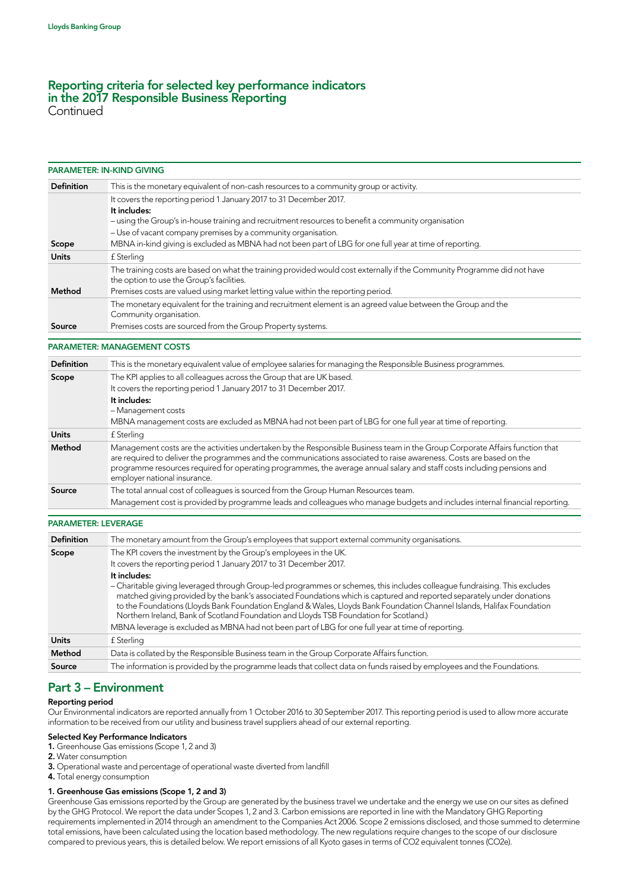# Reporting criteria for selected key performance indicators in the 2017 Responsible Business Reporting
Continued

### PARAMETER: IN-KIND GIVING

| | |
|---|---|
| **Definition** | This is the monetary equivalent of non-cash resources to a community group or activity. |
| **Scope** | It covers the reporting period 1 January 2017 to 31 December 2017.<br>**It includes:**<br>– using the Group's in-house training and recruitment resources to benefit a community organisation<br>– Use of vacant company premises by a community organisation.<br>MBNA in-kind giving is excluded as MBNA had not been part of LBG for one full year at time of reporting. |
| **Units** | £ Sterling |
| **Method** | The training costs are based on what the training provided would cost externally if the Community Programme did not have the option to use the Group's facilities.<br>Premises costs are valued using market letting value within the reporting period. |
| **Source** | The monetary equivalent for the training and recruitment element is an agreed value between the Group and the Community organisation.<br>Premises costs are sourced from the Group Property systems. |

### PARAMETER: MANAGEMENT COSTS

| | |
|---|---|
| **Definition** | This is the monetary equivalent value of employee salaries for managing the Responsible Business programmes. |
| **Scope** | The KPI applies to all colleagues across the Group that are UK based.<br>It covers the reporting period 1 January 2017 to 31 December 2017.<br>**It includes:**<br>– Management costs<br>MBNA management costs are excluded as MBNA had not been part of LBG for one full year at time of reporting. |
| **Units** | £ Sterling |
| **Method** | Management costs are the activities undertaken by the Responsible Business team in the Group Corporate Affairs function that are required to deliver the programmes and the communications associated to raise awareness. Costs are based on the programme resources required for operating programmes, the average annual salary and staff costs including pensions and employer national insurance. |
| **Source** | The total annual cost of colleagues is sourced from the Group Human Resources team.<br>Management cost is provided by programme leads and colleagues who manage budgets and includes internal financial reporting. |

### PARAMETER: LEVERAGE

| | |
|---|---|
| **Definition** | The monetary amount from the Group's employees that support external community organisations. |
| **Scope** | The KPI covers the investment by the Group's employees in the UK.<br>It covers the reporting period 1 January 2017 to 31 December 2017.<br>**It includes:**<br>– Charitable giving leveraged through Group-led programmes or schemes, this includes colleague fundraising. This excludes matched giving provided by the bank's associated Foundations which is captured and reported separately under donations to the Foundations (Lloyds Bank Foundation England & Wales, Lloyds Bank Foundation Channel Islands, Halifax Foundation Northern Ireland, Bank of Scotland Foundation and Lloyds TSB Foundation for Scotland.)<br>MBNA leverage is excluded as MBNA had not been part of LBG for one full year at time of reporting. |
| **Units** | £ Sterling |
| **Method** | Data is collated by the Responsible Business team in the Group Corporate Affairs function. |
| **Source** | The information is provided by the programme leads that collect data on funds raised by employees and the Foundations. |

## Part 3 – Environment

**Reporting period**

Our Environmental indicators are reported annually from 1 October 2016 to 30 September 2017. This reporting period is used to allow more accurate information to be received from our utility and business travel suppliers ahead of our external reporting.

**Selected Key Performance Indicators**

1. Greenhouse Gas emissions (Scope 1, 2 and 3)
2. Water consumption
3. Operational waste and percentage of operational waste diverted from landfill
4. Total energy consumption

**1. Greenhouse Gas emissions (Scope 1, 2 and 3)**

Greenhouse Gas emissions reported by the Group are generated by the business travel we undertake and the energy we use on our sites as defined by the GHG Protocol. We report the data under Scopes 1, 2 and 3. Carbon emissions are reported in line with the Mandatory GHG Reporting requirements implemented in 2014 through an amendment to the Companies Act 2006. Scope 2 emissions disclosed, and those summed to determine total emissions, have been calculated using the location based methodology. The new regulations require changes to the scope of our disclosure compared to previous years, this is detailed below. We report emissions of all Kyoto gases in terms of $CO_2$ equivalent tonnes ($CO_2e$).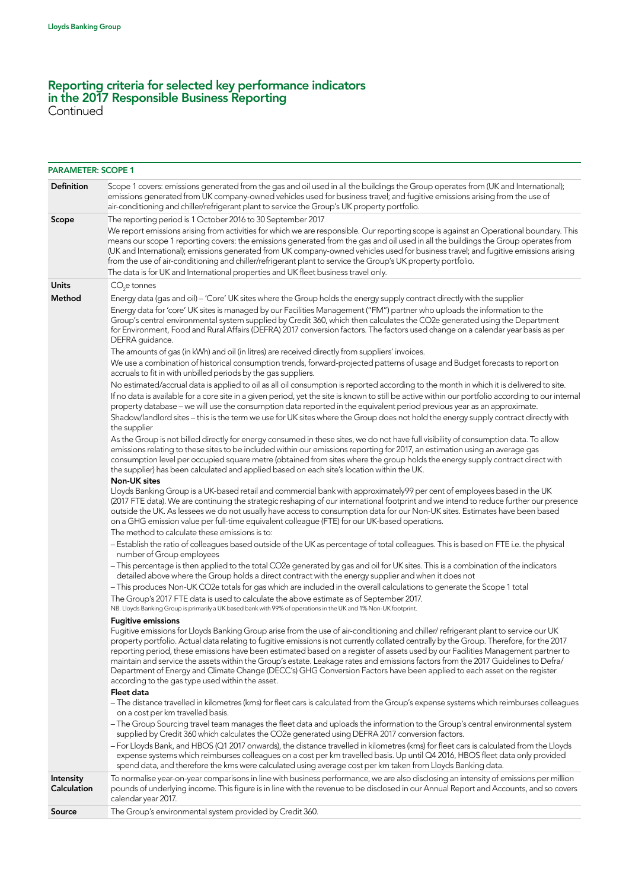## Reporting criteria for selected key performance indicators in the 2017 Responsible Business Reporting
Continued

| PARAMETER: SCOPE 1 | |
|---|---|
| **Definition** | Scope 1 covers: emissions generated from the gas and oil used in all the buildings the Group operates from (UK and International); emissions generated from UK company-owned vehicles used for business travel; and fugitive emissions arising from the use of air-conditioning and chiller/refrigerant plant to service the Group's UK property portfolio. |
| **Scope** | The reporting period is 1 October 2016 to 30 September 2017<br><br>We report emissions arising from activities for which we are responsible. Our reporting scope is against an Operational boundary. This means our scope 1 reporting covers: the emissions generated from the gas and oil used in all the buildings the Group operates from (UK and International); emissions generated from UK company-owned vehicles used for business travel; and fugitive emissions arising from the use of air-conditioning and chiller/refrigerant plant to service the Group's UK property portfolio.<br><br>The data is for UK and International properties and UK fleet business travel only. |
| **Units** | $CO_2$e tonnes |
| **Method** | Energy data (gas and oil) – 'Core' UK sites where the Group holds the energy supply contract directly with the supplier<br><br>Energy data for 'core' UK sites is managed by our Facilities Management ("FM") partner who uploads the information to the Group's central environmental system supplied by Credit 360, which then calculates the CO2e generated using the Department for Environment, Food and Rural Affairs (DEFRA) 2017 conversion factors. The factors used change on a calendar year basis as per DEFRA guidance.<br><br>The amounts of gas (in kWh) and oil (in litres) are received directly from suppliers' invoices.<br><br>We use a combination of historical consumption trends, forward-projected patterns of usage and Budget forecasts to report on accruals to fit in with unbilled periods by the gas suppliers.<br><br>No estimated/accrual data is applied to oil as all oil consumption is reported according to the month in which it is delivered to site.<br><br>If no data is available for a core site in a given period, yet the site is known to still be active within our portfolio according to our internal property database – we will use the consumption data reported in the equivalent period previous year as an approximate.<br><br>Shadow/landlord sites – this is the term we use for UK sites where the Group does not hold the energy supply contract directly with the supplier<br><br>As the Group is not billed directly for energy consumed in these sites, we do not have full visibility of consumption data. To allow emissions relating to these sites to be included within our emissions reporting for 2017, an estimation using an average gas consumption level per occupied square metre (obtained from sites where the group holds the energy supply contract direct with the supplier) has been calculated and applied based on each site's location within the UK.<br><br>**Non-UK sites**<br><br>Lloyds Banking Group is a UK-based retail and commercial bank with approximately99 per cent of employees based in the UK (2017 FTE data). We are continuing the strategic reshaping of our international footprint and we intend to reduce further our presence outside the UK. As lessees we do not usually have access to consumption data for our Non-UK sites. Estimates have been based on a GHG emission value per full-time equivalent colleague (FTE) for our UK-based operations.<br><br>The method to calculate these emissions is to:<br><br>– Establish the ratio of colleagues based outside of the UK as percentage of total colleagues. This is based on FTE i.e. the physical number of Group employees<br><br>– This percentage is then applied to the total CO2e generated by gas and oil for UK sites. This is a combination of the indicators detailed above where the Group holds a direct contract with the energy supplier and when it does not<br><br>– This produces Non-UK CO2e totals for gas which are included in the overall calculations to generate the Scope 1 total<br><br>The Group's 2017 FTE data is used to calculate the above estimate as of September 2017.<br><br>NB. Lloyds Banking Group is primarily a UK based bank with 99% of operations in the UK and 1% Non-UK footprint.<br><br>**Fugitive emissions**<br><br>Fugitive emissions for Lloyds Banking Group arise from the use of air-conditioning and chiller/ refrigerant plant to service our UK property portfolio. Actual data relating to fugitive emissions is not currently collated centrally by the Group. Therefore, for the 2017 reporting period, these emissions have been estimated based on a register of assets used by our Facilities Management partner to maintain and service the assets within the Group's estate. Leakage rates and emissions factors from the 2017 Guidelines to Defra/ Department of Energy and Climate Change (DECC's) GHG Conversion Factors have been applied to each asset on the register according to the gas type used within the asset.<br><br>**Fleet data**<br><br>– The distance travelled in kilometres (kms) for fleet cars is calculated from the Group's expense systems which reimburses colleagues on a cost per km travelled basis.<br><br>– The Group Sourcing travel team manages the fleet data and uploads the information to the Group's central environmental system supplied by Credit 360 which calculates the CO2e generated using DEFRA 2017 conversion factors.<br><br>– For Lloyds Bank, and HBOS (Q1 2017 onwards), the distance travelled in kilometres (kms) for fleet cars is calculated from the Lloyds expense systems which reimburses colleagues on a cost per km travelled basis. Up until Q4 2016, HBOS fleet data only provided spend data, and therefore the kms were calculated using average cost per km taken from Lloyds Banking data. |
| **Intensity Calculation** | To normalise year-on-year comparisons in line with business performance, we are also disclosing an intensity of emissions per million pounds of underlying income. This figure is in line with the revenue to be disclosed in our Annual Report and Accounts, and so covers calendar year 2017. |
| **Source** | The Group's environmental system provided by Credit 360. |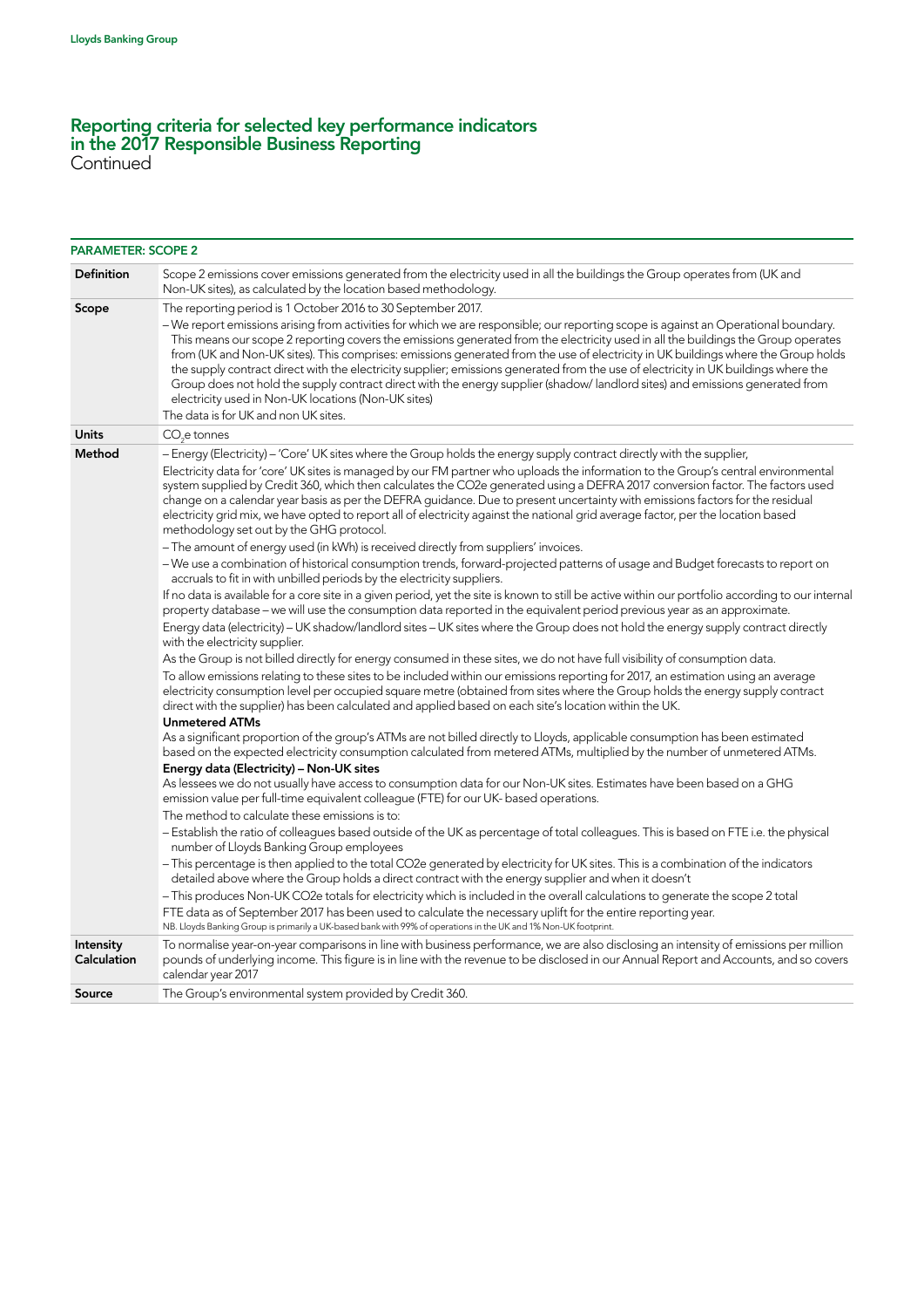## Reporting criteria for selected key performance indicators in the 2017 Responsible Business Reporting
Continued

| PARAMETER: SCOPE 2 | |
|---|---|
| **Definition** | Scope 2 emissions cover emissions generated from the electricity used in all the buildings the Group operates from (UK and Non-UK sites), as calculated by the location based methodology. |
| **Scope** | The reporting period is 1 October 2016 to 30 September 2017.<br>– We report emissions arising from activities for which we are responsible; our reporting scope is against an Operational boundary. This means our scope 2 reporting covers the emissions generated from the electricity used in all the buildings the Group operates from (UK and Non-UK sites). This comprises: emissions generated from the use of electricity in UK buildings where the Group holds the supply contract direct with the electricity supplier; emissions generated from the use of electricity in UK buildings where the Group does not hold the supply contract direct with the energy supplier (shadow/ landlord sites) and emissions generated from electricity used in Non-UK locations (Non-UK sites)<br>The data is for UK and non UK sites. |
| **Units** | $CO_2e$ tonnes |
| **Method** | – Energy (Electricity) – 'Core' UK sites where the Group holds the energy supply contract directly with the supplier,<br>Electricity data for 'core' UK sites is managed by our FM partner who uploads the information to the Group's central environmental system supplied by Credit 360, which then calculates the CO2e generated using a DEFRA 2017 conversion factor. The factors used change on a calendar year basis as per the DEFRA guidance. Due to present uncertainty with emissions factors for the residual electricity grid mix, we have opted to report all of electricity against the national grid average factor, per the location based methodology set out by the GHG protocol.<br>– The amount of energy used (in kWh) is received directly from suppliers' invoices.<br>– We use a combination of historical consumption trends, forward-projected patterns of usage and Budget forecasts to report on accruals to fit in with unbilled periods by the electricity suppliers.<br>If no data is available for a core site in a given period, yet the site is known to still be active within our portfolio according to our internal property database – we will use the consumption data reported in the equivalent period previous year as an approximate.<br>Energy data (electricity) – UK shadow/landlord sites – UK sites where the Group does not hold the energy supply contract directly with the electricity supplier.<br>As the Group is not billed directly for energy consumed in these sites, we do not have full visibility of consumption data.<br>To allow emissions relating to these sites to be included within our emissions reporting for 2017, an estimation using an average electricity consumption level per occupied square metre (obtained from sites where the Group holds the energy supply contract direct with the supplier) has been calculated and applied based on each site's location within the UK.<br>**Unmetered ATMs**<br>As a significant proportion of the group's ATMs are not billed directly to Lloyds, applicable consumption has been estimated based on the expected electricity consumption calculated from metered ATMs, multiplied by the number of unmetered ATMs.<br>**Energy data (Electricity) – Non-UK sites**<br>As lessees we do not usually have access to consumption data for our Non-UK sites. Estimates have been based on a GHG emission value per full-time equivalent colleague (FTE) for our UK- based operations.<br>The method to calculate these emissions is to:<br>– Establish the ratio of colleagues based outside of the UK as percentage of total colleagues. This is based on FTE i.e. the physical number of Lloyds Banking Group employees<br>– This percentage is then applied to the total CO2e generated by electricity for UK sites. This is a combination of the indicators detailed above where the Group holds a direct contract with the energy supplier and when it doesn't<br>– This produces Non-UK CO2e totals for electricity which is included in the overall calculations to generate the scope 2 total<br>FTE data as of September 2017 has been used to calculate the necessary uplift for the entire reporting year.<br>NB. Lloyds Banking Group is primarily a UK-based bank with 99% of operations in the UK and 1% Non-UK footprint. |
| **Intensity Calculation** | To normalise year-on-year comparisons in line with business performance, we are also disclosing an intensity of emissions per million pounds of underlying income. This figure is in line with the revenue to be disclosed in our Annual Report and Accounts, and so covers calendar year 2017 |
| **Source** | The Group's environmental system provided by Credit 360. |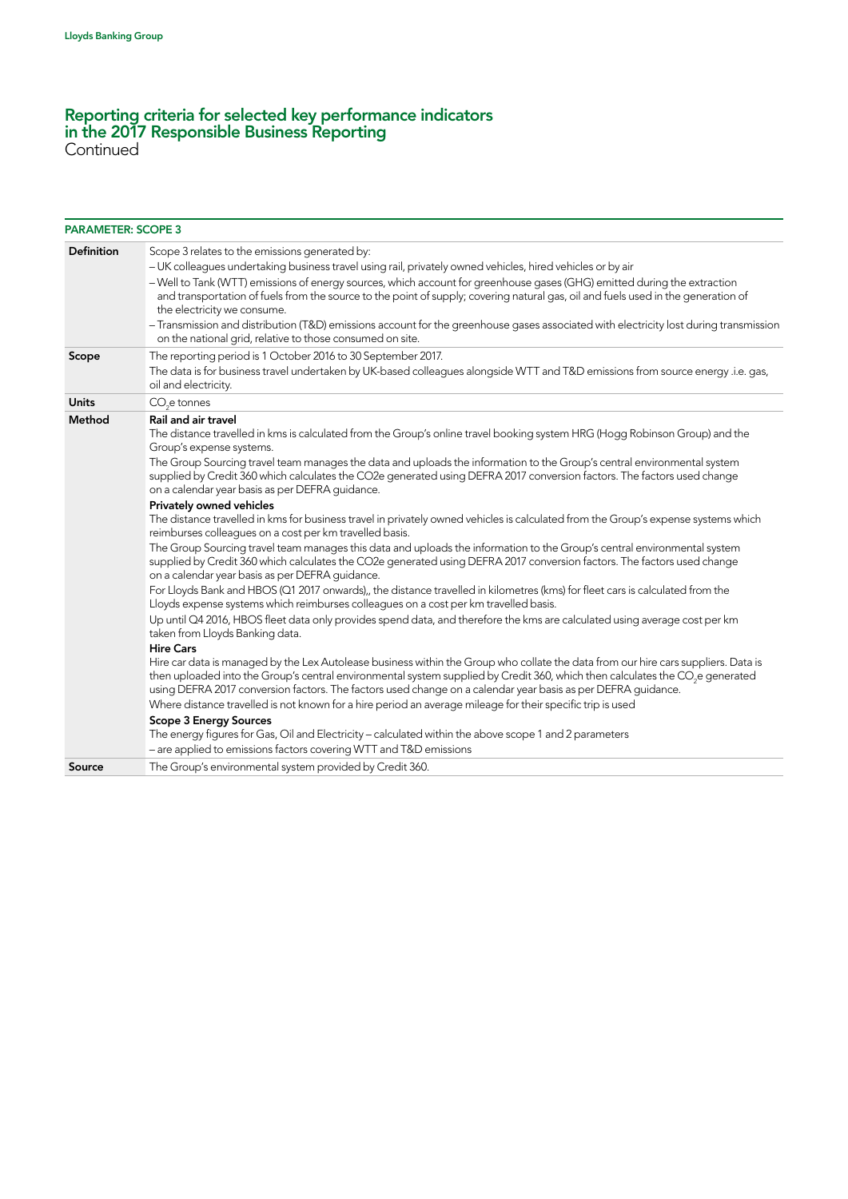# Reporting criteria for selected key performance indicators in the 2017 Responsible Business Reporting

Continued

| PARAMETER: SCOPE 3 | |
|---|---|
| **Definition** | Scope 3 relates to the emissions generated by:<br>– UK colleagues undertaking business travel using rail, privately owned vehicles, hired vehicles or by air<br>– Well to Tank (WTT) emissions of energy sources, which account for greenhouse gases (GHG) emitted during the extraction and transportation of fuels from the source to the point of supply; covering natural gas, oil and fuels used in the generation of the electricity we consume.<br>– Transmission and distribution (T&D) emissions account for the greenhouse gases associated with electricity lost during transmission on the national grid, relative to those consumed on site. |
| **Scope** | The reporting period is 1 October 2016 to 30 September 2017.<br>The data is for business travel undertaken by UK-based colleagues alongside WTT and T&D emissions from source energy .i.e. gas, oil and electricity. |
| **Units** | $CO_2$e tonnes |
| **Method** | **Rail and air travel**<br>The distance travelled in kms is calculated from the Group's online travel booking system HRG (Hogg Robinson Group) and the Group's expense systems.<br>The Group Sourcing travel team manages the data and uploads the information to the Group's central environmental system supplied by Credit 360 which calculates the CO2e generated using DEFRA 2017 conversion factors. The factors used change on a calendar year basis as per DEFRA guidance.<br>**Privately owned vehicles**<br>The distance travelled in kms for business travel in privately owned vehicles is calculated from the Group's expense systems which reimburses colleagues on a cost per km travelled basis.<br>The Group Sourcing travel team manages this data and uploads the information to the Group's central environmental system supplied by Credit 360 which calculates the CO2e generated using DEFRA 2017 conversion factors. The factors used change on a calendar year basis as per DEFRA guidance.<br>For Lloyds Bank and HBOS (Q1 2017 onwards),, the distance travelled in kilometres (kms) for fleet cars is calculated from the Lloyds expense systems which reimburses colleagues on a cost per km travelled basis.<br>Up until Q4 2016, HBOS fleet data only provides spend data, and therefore the kms are calculated using average cost per km taken from Lloyds Banking data.<br>**Hire Cars**<br>Hire car data is managed by the Lex Autolease business within the Group who collate the data from our hire cars suppliers. Data is then uploaded into the Group's central environmental system supplied by Credit 360, which then calculates the $CO_2$e generated using DEFRA 2017 conversion factors. The factors used change on a calendar year basis as per DEFRA guidance.<br>Where distance travelled is not known for a hire period an average mileage for their specific trip is used<br>**Scope 3 Energy Sources**<br>The energy figures for Gas, Oil and Electricity – calculated within the above scope 1 and 2 parameters<br>– are applied to emissions factors covering WTT and T&D emissions |
| **Source** | The Group's environmental system provided by Credit 360. |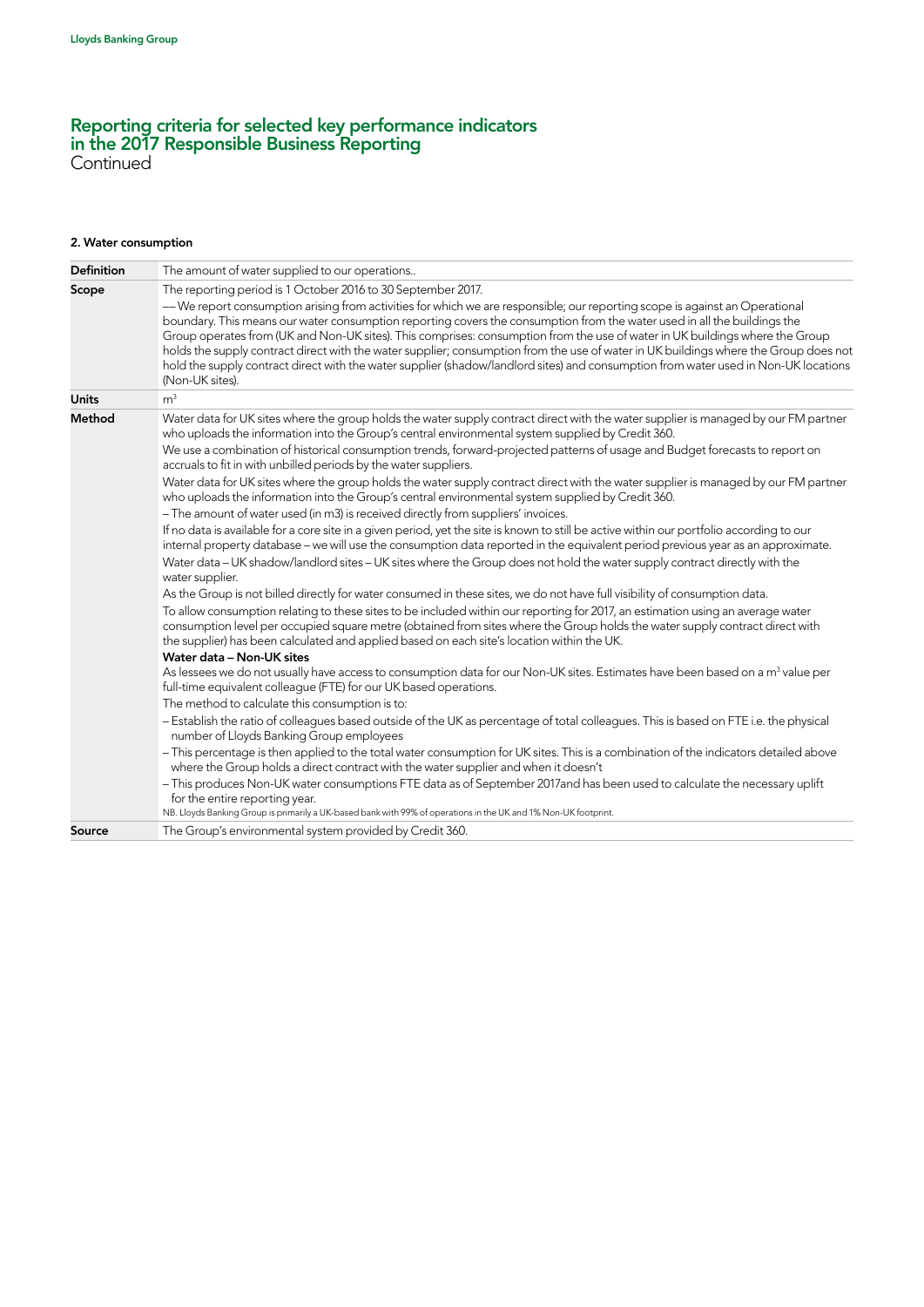# Reporting criteria for selected key performance indicators in the 2017 Responsible Business Reporting
Continued

## 2. Water consumption

| | |
|---|---|
| **Definition** | The amount of water supplied to our operations.. |
| **Scope** | The reporting period is 1 October 2016 to 30 September 2017.<br>–– We report consumption arising from activities for which we are responsible; our reporting scope is against an Operational boundary. This means our water consumption reporting covers the consumption from the water used in all the buildings the Group operates from (UK and Non-UK sites). This comprises: consumption from the use of water in UK buildings where the Group holds the supply contract direct with the water supplier; consumption from the use of water in UK buildings where the Group does not hold the supply contract direct with the water supplier (shadow/landlord sites) and consumption from water used in Non-UK locations (Non-UK sites). |
| **Units** | $m^3$ |
| **Method** | Water data for UK sites where the group holds the water supply contract direct with the water supplier is managed by our FM partner who uploads the information into the Group's central environmental system supplied by Credit 360.<br>We use a combination of historical consumption trends, forward-projected patterns of usage and Budget forecasts to report on accruals to fit in with unbilled periods by the water suppliers.<br>Water data for UK sites where the group holds the water supply contract direct with the water supplier is managed by our FM partner who uploads the information into the Group's central environmental system supplied by Credit 360.<br>– The amount of water used (in m3) is received directly from suppliers' invoices.<br>If no data is available for a core site in a given period, yet the site is known to still be active within our portfolio according to our internal property database – we will use the consumption data reported in the equivalent period previous year as an approximate.<br>Water data – UK shadow/landlord sites – UK sites where the Group does not hold the water supply contract directly with the water supplier.<br>As the Group is not billed directly for water consumed in these sites, we do not have full visibility of consumption data.<br>To allow consumption relating to these sites to be included within our reporting for 2017, an estimation using an average water consumption level per occupied square metre (obtained from sites where the Group holds the water supply contract direct with the supplier) has been calculated and applied based on each site's location within the UK.<br>**Water data – Non-UK sites**<br>As lessees we do not usually have access to consumption data for our Non-UK sites. Estimates have been based on a $m^3$ value per full-time equivalent colleague (FTE) for our UK based operations.<br>The method to calculate this consumption is to:<br>– Establish the ratio of colleagues based outside of the UK as percentage of total colleagues. This is based on FTE i.e. the physical number of Lloyds Banking Group employees<br>– This percentage is then applied to the total water consumption for UK sites. This is a combination of the indicators detailed above where the Group holds a direct contract with the water supplier and when it doesn't<br>– This produces Non-UK water consumptions FTE data as of September 2017and has been used to calculate the necessary uplift for the entire reporting year.<br>NB. Lloyds Banking Group is primarily a UK-based bank with 99% of operations in the UK and 1% Non-UK footprint. |
| **Source** | The Group's environmental system provided by Credit 360. |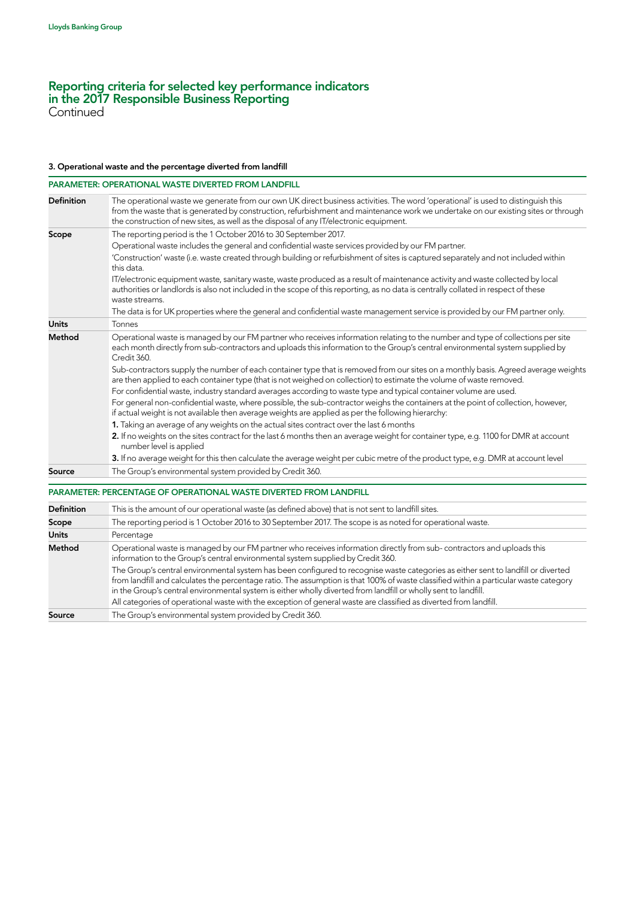# Reporting criteria for selected key performance indicators in the 2017 Responsible Business Reporting

Continued

### 3. Operational waste and the percentage diverted from landfill

**PARAMETER: OPERATIONAL WASTE DIVERTED FROM LANDFILL**

| | |
|---|---|
| **Definition** | The operational waste we generate from our own UK direct business activities. The word 'operational' is used to distinguish this from the waste that is generated by construction, refurbishment and maintenance work we undertake on our existing sites or through the construction of new sites, as well as the disposal of any IT/electronic equipment. |
| **Scope** | The reporting period is the 1 October 2016 to 30 September 2017.<br>Operational waste includes the general and confidential waste services provided by our FM partner.<br>'Construction' waste (i.e. waste created through building or refurbishment of sites is captured separately and not included within this data.<br>IT/electronic equipment waste, sanitary waste, waste produced as a result of maintenance activity and waste collected by local authorities or landlords is also not included in the scope of this reporting, as no data is centrally collated in respect of these waste streams.<br>The data is for UK properties where the general and confidential waste management service is provided by our FM partner only. |
| **Units** | Tonnes |
| **Method** | Operational waste is managed by our FM partner who receives information relating to the number and type of collections per site each month directly from sub-contractors and uploads this information to the Group's central environmental system supplied by Credit 360.<br>Sub-contractors supply the number of each container type that is removed from our sites on a monthly basis. Agreed average weights are then applied to each container type (that is not weighed on collection) to estimate the volume of waste removed.<br>For confidential waste, industry standard averages according to waste type and typical container volume are used.<br>For general non-confidential waste, where possible, the sub-contractor weighs the containers at the point of collection, however, if actual weight is not available then average weights are applied as per the following hierarchy:<br>**1.** Taking an average of any weights on the actual sites contract over the last 6 months<br>**2.** If no weights on the sites contract for the last 6 months then an average weight for container type, e.g. 1100 for DMR at account number level is applied<br>**3.** If no average weight for this then calculate the average weight per cubic metre of the product type, e.g. DMR at account level |
| **Source** | The Group's environmental system provided by Credit 360. |

**PARAMETER: PERCENTAGE OF OPERATIONAL WASTE DIVERTED FROM LANDFILL**

| | |
|---|---|
| **Definition** | This is the amount of our operational waste (as defined above) that is not sent to landfill sites. |
| **Scope** | The reporting period is 1 October 2016 to 30 September 2017. The scope is as noted for operational waste. |
| **Units** | Percentage |
| **Method** | Operational waste is managed by our FM partner who receives information directly from sub- contractors and uploads this information to the Group's central environmental system supplied by Credit 360.<br>The Group's central environmental system has been configured to recognise waste categories as either sent to landfill or diverted from landfill and calculates the percentage ratio. The assumption is that 100% of waste classified within a particular waste category in the Group's central environmental system is either wholly diverted from landfill or wholly sent to landfill.<br>All categories of operational waste with the exception of general waste are classified as diverted from landfill. |
| **Source** | The Group's environmental system provided by Credit 360. |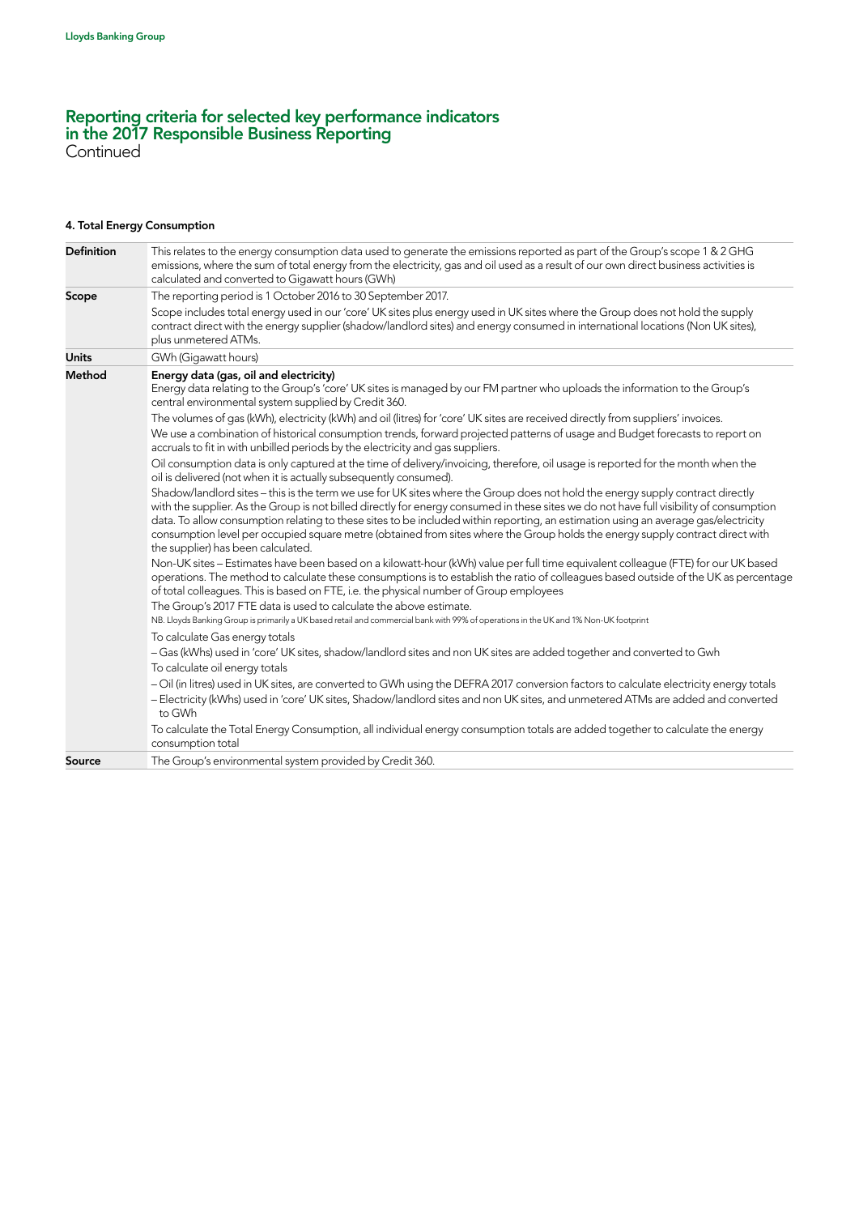# Reporting criteria for selected key performance indicators in the 2017 Responsible Business Reporting

Continued

### 4. Total Energy Consumption

| | |
|---|---|
| **Definition** | This relates to the energy consumption data used to generate the emissions reported as part of the Group's scope 1 & 2 GHG emissions, where the sum of total energy from the electricity, gas and oil used as a result of our own direct business activities is calculated and converted to Gigawatt hours (GWh) |
| **Scope** | The reporting period is 1 October 2016 to 30 September 2017.<br><br>Scope includes total energy used in our 'core' UK sites plus energy used in UK sites where the Group does not hold the supply contract direct with the energy supplier (shadow/landlord sites) and energy consumed in international locations (Non UK sites), plus unmetered ATMs. |
| **Units** | GWh (Gigawatt hours) |
| **Method** | **Energy data (gas, oil and electricity)**<br>Energy data relating to the Group's 'core' UK sites is managed by our FM partner who uploads the information to the Group's central environmental system supplied by Credit 360.<br><br>The volumes of gas (kWh), electricity (kWh) and oil (litres) for 'core' UK sites are received directly from suppliers' invoices.<br><br>We use a combination of historical consumption trends, forward projected patterns of usage and Budget forecasts to report on accruals to fit in with unbilled periods by the electricity and gas suppliers.<br><br>Oil consumption data is only captured at the time of delivery/invoicing, therefore, oil usage is reported for the month when the oil is delivered (not when it is actually subsequently consumed).<br><br>Shadow/landlord sites – this is the term we use for UK sites where the Group does not hold the energy supply contract directly with the supplier. As the Group is not billed directly for energy consumed in these sites we do not have full visibility of consumption data. To allow consumption relating to these sites to be included within reporting, an estimation using an average gas/electricity consumption level per occupied square metre (obtained from sites where the Group holds the energy supply contract direct with the supplier) has been calculated.<br><br>Non-UK sites – Estimates have been based on a kilowatt-hour (kWh) value per full time equivalent colleague (FTE) for our UK based operations. The method to calculate these consumptions is to establish the ratio of colleagues based outside of the UK as percentage of total colleagues. This is based on FTE, i.e. the physical number of Group employees<br><br>The Group's 2017 FTE data is used to calculate the above estimate.<br><br>NB. Lloyds Banking Group is primarily a UK based retail and commercial bank with 99% of operations in the UK and 1% Non-UK footprint<br><br>To calculate Gas energy totals<br>– Gas (kWhs) used in 'core' UK sites, shadow/landlord sites and non UK sites are added together and converted to Gwh<br><br>To calculate oil energy totals<br>– Oil (in litres) used in UK sites, are converted to GWh using the DEFRA 2017 conversion factors to calculate electricity energy totals<br>– Electricity (kWhs) used in 'core' UK sites, Shadow/landlord sites and non UK sites, and unmetered ATMs are added and converted to GWh<br><br>To calculate the Total Energy Consumption, all individual energy consumption totals are added together to calculate the energy consumption total |
| **Source** | The Group's environmental system provided by Credit 360. |